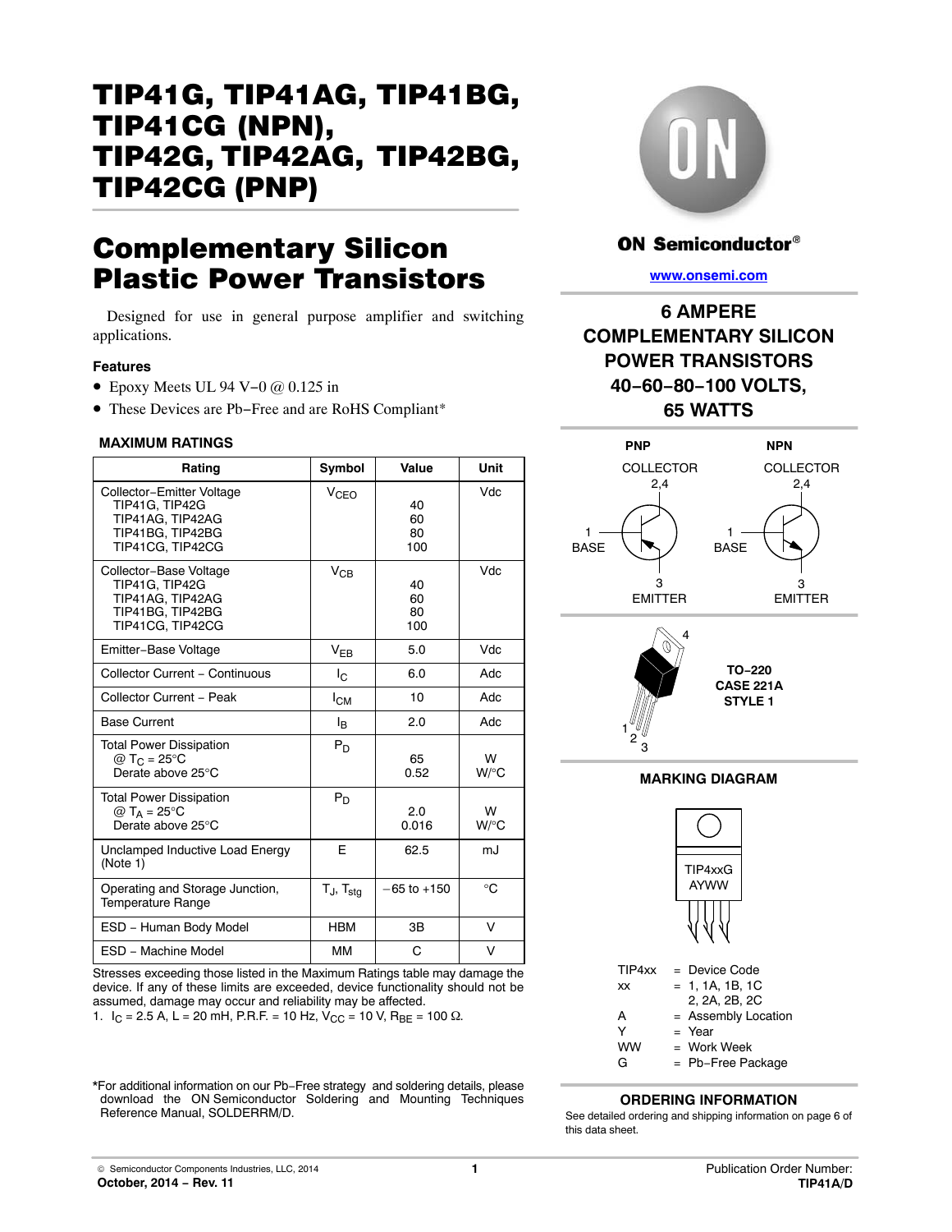# TIP41G, TIP41AG, TIP41BG, TIP41CG (NPN), TIP42G, TIP42AG, TIP42BG, TIP42CG (PNP)

## Complementary Silicon Plastic Power Transistors

Designed for use in general purpose amplifier and switching applications.

### Features

- Epoxy Meets UL 94 V−0 @ 0.125 in
- These Devices are Pb−Free and are RoHS Compliant*

### MAXIMUM RATINGS

| Rating | Symbol | Value | Unit |
|---|---|---|---|
| Collector−Emitter Voltage<br>TIP41G, TIP42G<br>TIP41AG, TIP42AG<br>TIP41BG, TIP42BG<br>TIP41CG, TIP42CG | $V_{CEO}$ | <br>40<br>60<br>80<br>100 | Vdc |
| Collector−Base Voltage<br>TIP41G, TIP42G<br>TIP41AG, TIP42AG<br>TIP41BG, TIP42BG<br>TIP41CG, TIP42CG | $V_{CB}$ | <br>40<br>60<br>80<br>100 | Vdc |
| Emitter−Base Voltage | $V_{EB}$ | 5.0 | Vdc |
| Collector Current − Continuous | $I_C$ | 6.0 | Adc |
| Collector Current − Peak | $I_{CM}$ | 10 | Adc |
| Base Current | $I_B$ | 2.0 | Adc |
| Total Power Dissipation<br>@ $T_C$ = 25°C<br>Derate above 25°C | $P_D$ | <br>65<br>0.52 | <br>W<br>W/°C |
| Total Power Dissipation<br>@ $T_A$ = 25°C<br>Derate above 25°C | $P_D$ | <br>2.0<br>0.016 | <br>W<br>W/°C |
| Unclamped Inductive Load Energy (Note 1) | E | 62.5 | mJ |
| Operating and Storage Junction, Temperature Range | $T_J$, $T_{stg}$ | −65 to +150 | °C |
| ESD − Human Body Model | HBM | 3B | V |
| ESD − Machine Model | MM | C | V |

Stresses exceeding those listed in the Maximum Ratings table may damage the device. If any of these limits are exceeded, device functionality should not be assumed, damage may occur and reliability may be affected.

1. $I_C$ = 2.5 A, L = 20 mH, P.R.F. = 10 Hz, $V_{CC}$ = 10 V, $R_{BE}$ = 100 Ω.

*For additional information on our Pb−Free strategy and soldering details, please download the ON Semiconductor Soldering and Mounting Techniques Reference Manual, SOLDERRM/D.

ON Semiconductor®

www.onsemi.com

**6 AMPERE COMPLEMENTARY SILICON POWER TRANSISTORS 40−60−80−100 VOLTS, 65 WATTS**

PNP: COLLECTOR 2,4; 1 BASE; 3 EMITTER

NPN: COLLECTOR 2,4; 1 BASE; 3 EMITTER

**TO−220 CASE 221A STYLE 1**

### MARKING DIAGRAM

TIP4xxG
AYWW

| | | |
|---|---|---|
| TIP4xx | = | Device Code |
| xx | = | 1, 1A, 1B, 1C<br>2, 2A, 2B, 2C |
| A | = | Assembly Location |
| Y | = | Year |
| WW | = | Work Week |
| G | = | Pb−Free Package |

### ORDERING INFORMATION

See detailed ordering and shipping information on page 6 of this data sheet.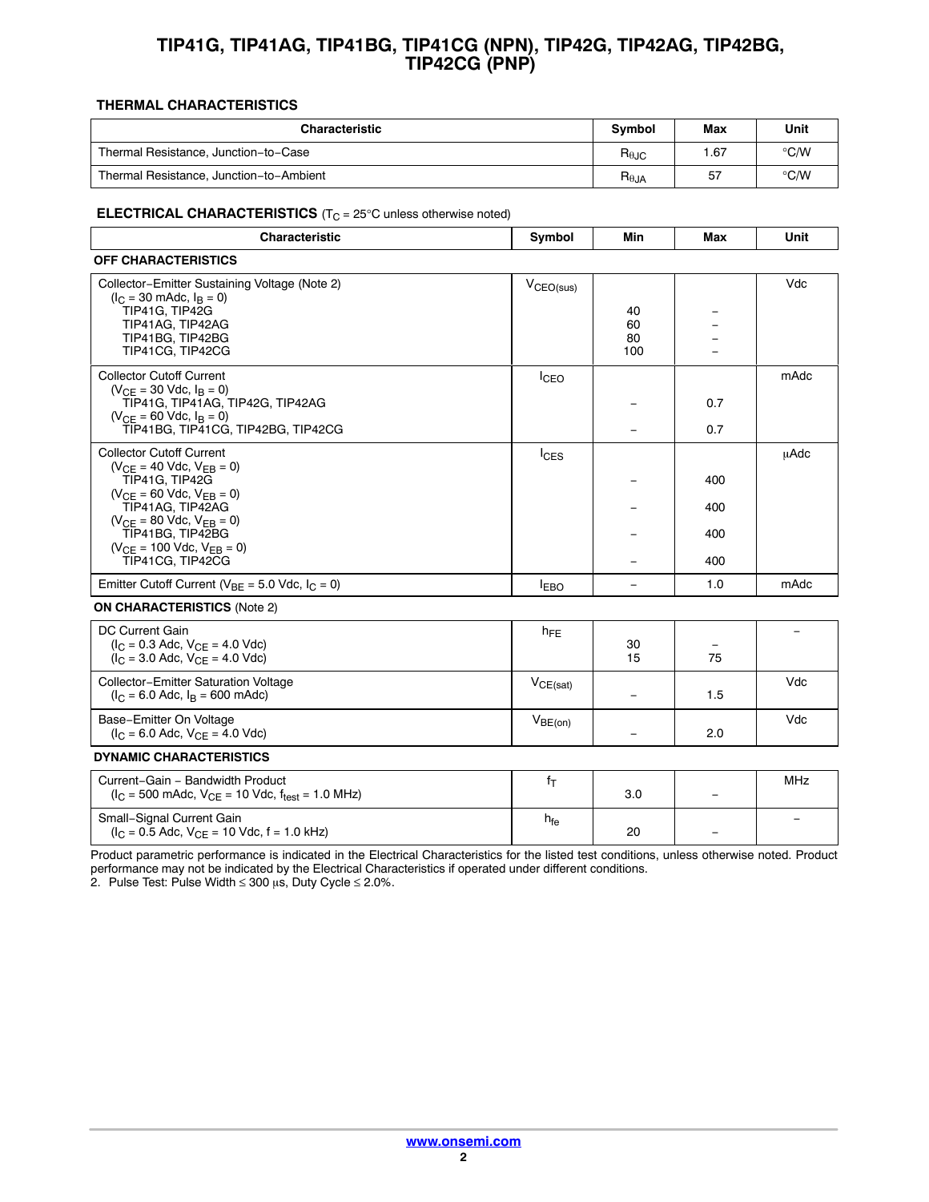# TIP41G, TIP41AG, TIP41BG, TIP41CG (NPN), TIP42G, TIP42AG, TIP42BG, TIP42CG (PNP)

### THERMAL CHARACTERISTICS

| Characteristic | Symbol | Max | Unit |
|---|---|---|---|
| Thermal Resistance, Junction−to−Case | $R_{\theta JC}$ | 1.67 | °C/W |
| Thermal Resistance, Junction−to−Ambient | $R_{\theta JA}$ | 57 | °C/W |

### ELECTRICAL CHARACTERISTICS ($T_C$ = 25°C unless otherwise noted)

| Characteristic | Symbol | Min | Max | Unit |
|---|---|---|---|---|
| **OFF CHARACTERISTICS** | | | | |
| Collector−Emitter Sustaining Voltage (Note 2) ($I_C$ = 30 mAdc, $I_B$ = 0) | $V_{CEO(sus)}$ | | | Vdc |
| TIP41G, TIP42G | | 40 | − | |
| TIP41AG, TIP42AG | | 60 | − | |
| TIP41BG, TIP42BG | | 80 | − | |
| TIP41CG, TIP42CG | | 100 | − | |
| Collector Cutoff Current | $I_{CEO}$ | | | mAdc |
| ($V_{CE}$ = 30 Vdc, $I_B$ = 0) TIP41G, TIP41AG, TIP42G, TIP42AG | | − | 0.7 | |
| ($V_{CE}$ = 60 Vdc, $I_B$ = 0) TIP41BG, TIP41CG, TIP42BG, TIP42CG | | − | 0.7 | |
| Collector Cutoff Current | $I_{CES}$ | | | μAdc |
| ($V_{CE}$ = 40 Vdc, $V_{EB}$ = 0) TIP41G, TIP42G | | − | 400 | |
| ($V_{CE}$ = 60 Vdc, $V_{EB}$ = 0) TIP41AG, TIP42AG | | − | 400 | |
| ($V_{CE}$ = 80 Vdc, $V_{EB}$ = 0) TIP41BG, TIP42BG | | − | 400 | |
| ($V_{CE}$ = 100 Vdc, $V_{EB}$ = 0) TIP41CG, TIP42CG | | − | 400 | |
| Emitter Cutoff Current ($V_{BE}$ = 5.0 Vdc, $I_C$ = 0) | $I_{EBO}$ | − | 1.0 | mAdc |
| **ON CHARACTERISTICS** (Note 2) | | | | |
| DC Current Gain | $h_{FE}$ | | | − |
| ($I_C$ = 0.3 Adc, $V_{CE}$ = 4.0 Vdc) | | 30 | − | |
| ($I_C$ = 3.0 Adc, $V_{CE}$ = 4.0 Vdc) | | 15 | 75 | |
| Collector−Emitter Saturation Voltage ($I_C$ = 6.0 Adc, $I_B$ = 600 mAdc) | $V_{CE(sat)}$ | − | 1.5 | Vdc |
| Base−Emitter On Voltage ($I_C$ = 6.0 Adc, $V_{CE}$ = 4.0 Vdc) | $V_{BE(on)}$ | − | 2.0 | Vdc |
| **DYNAMIC CHARACTERISTICS** | | | | |
| Current−Gain − Bandwidth Product ($I_C$ = 500 mAdc, $V_{CE}$ = 10 Vdc, $f_{test}$ = 1.0 MHz) | $f_T$ | 3.0 | − | MHz |
| Small−Signal Current Gain ($I_C$ = 0.5 Adc, $V_{CE}$ = 10 Vdc, f = 1.0 kHz) | $h_{fe}$ | 20 | − | − |

Product parametric performance is indicated in the Electrical Characteristics for the listed test conditions, unless otherwise noted. Product performance may not be indicated by the Electrical Characteristics if operated under different conditions.

2. Pulse Test: Pulse Width ≤ 300 μs, Duty Cycle ≤ 2.0%.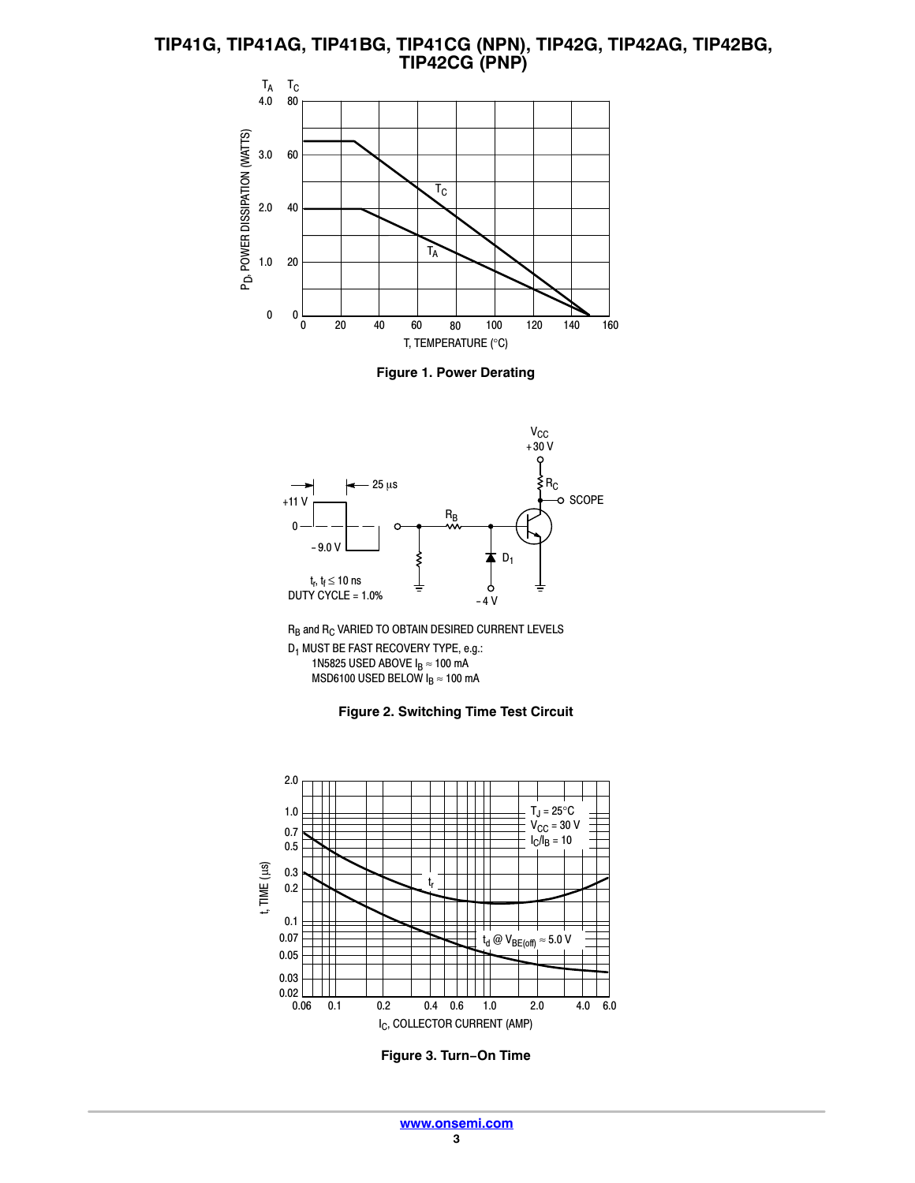**Figure 1. Power Derating**

$R_B$ and $R_C$ VARIED TO OBTAIN DESIRED CURRENT LEVELS

$D_1$ MUST BE FAST RECOVERY TYPE, e.g.:

1N5825 USED ABOVE $I_B \approx 100$ mA

MSD6100 USED BELOW $I_B \approx 100$ mA

**Figure 2. Switching Time Test Circuit**

**Figure 3. Turn−On Time**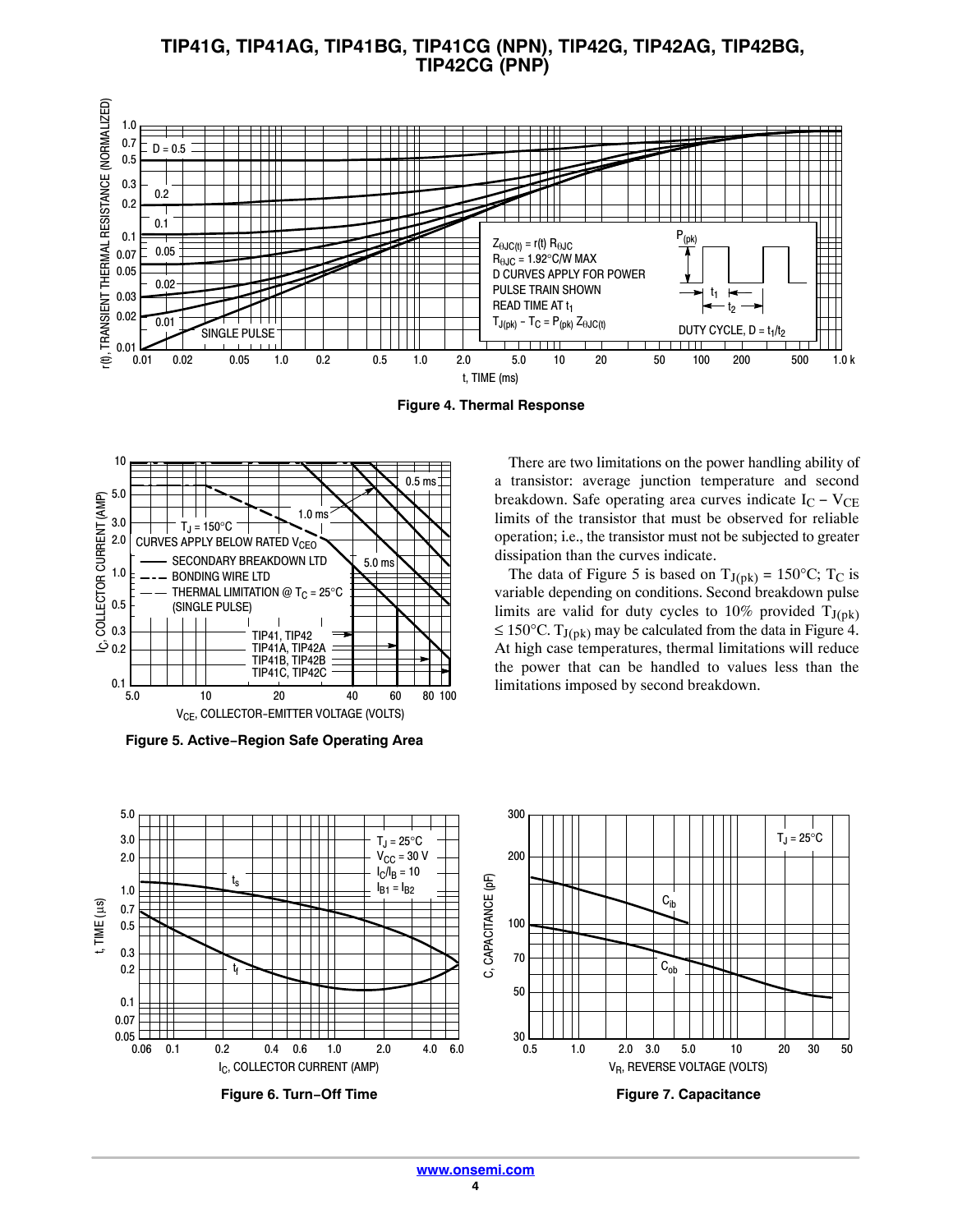Figure 4. Thermal Response

Figure 5. Active−Region Safe Operating Area

There are two limitations on the power handling ability of a transistor: average junction temperature and second breakdown. Safe operating area curves indicate $I_C - V_{CE}$ limits of the transistor that must be observed for reliable operation; i.e., the transistor must not be subjected to greater dissipation than the curves indicate.

The data of Figure 5 is based on $T_{J(pk)} = 150°C$; $T_C$ is variable depending on conditions. Second breakdown pulse limits are valid for duty cycles to 10% provided $T_{J(pk)} \leq 150°C$. $T_{J(pk)}$ may be calculated from the data in Figure 4. At high case temperatures, thermal limitations will reduce the power that can be handled to values less than the limitations imposed by second breakdown.

Figure 6. Turn−Off Time

Figure 7. Capacitance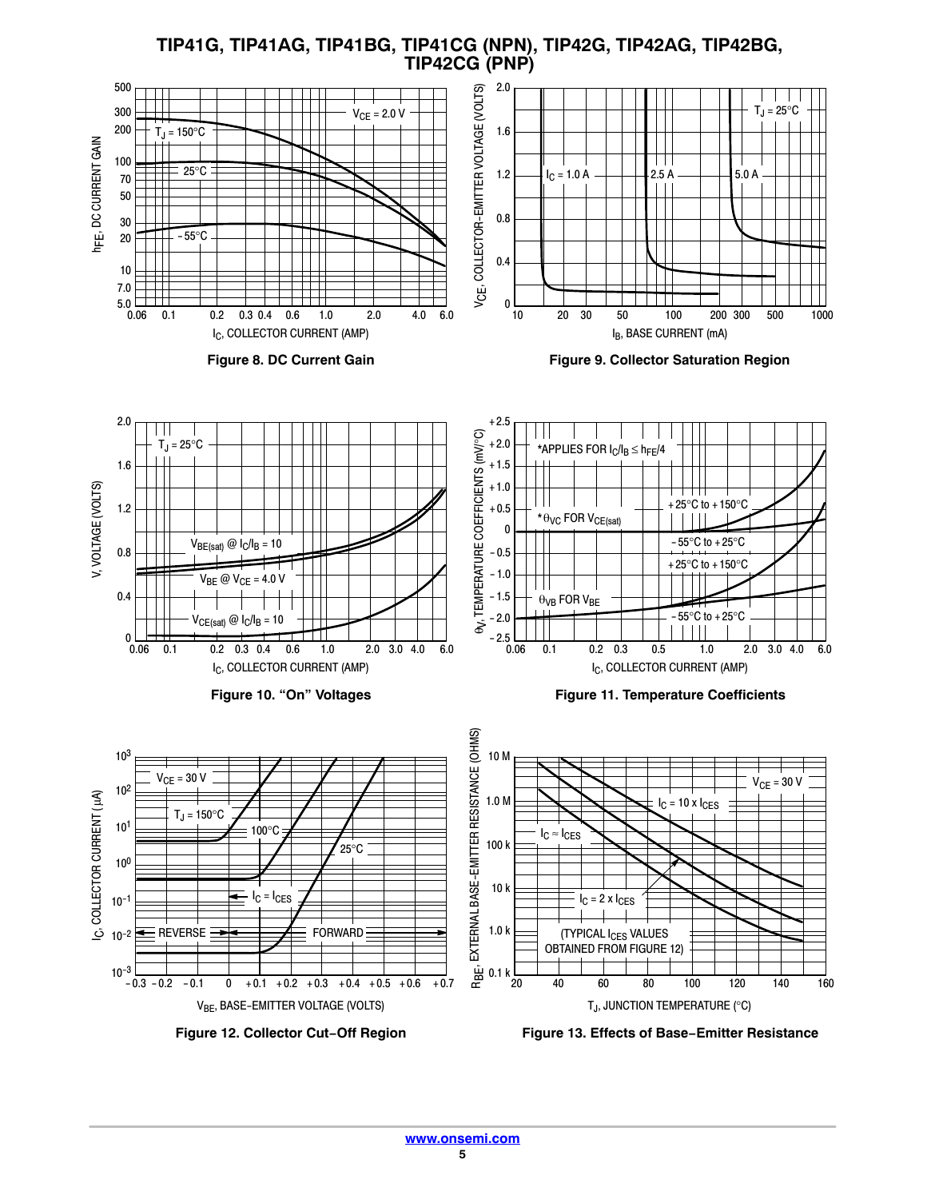Figure 8. DC Current Gain

Figure 9. Collector Saturation Region

Figure 10. "On" Voltages

Figure 11. Temperature Coefficients

Figure 12. Collector Cut−Off Region

Figure 13. Effects of Base−Emitter Resistance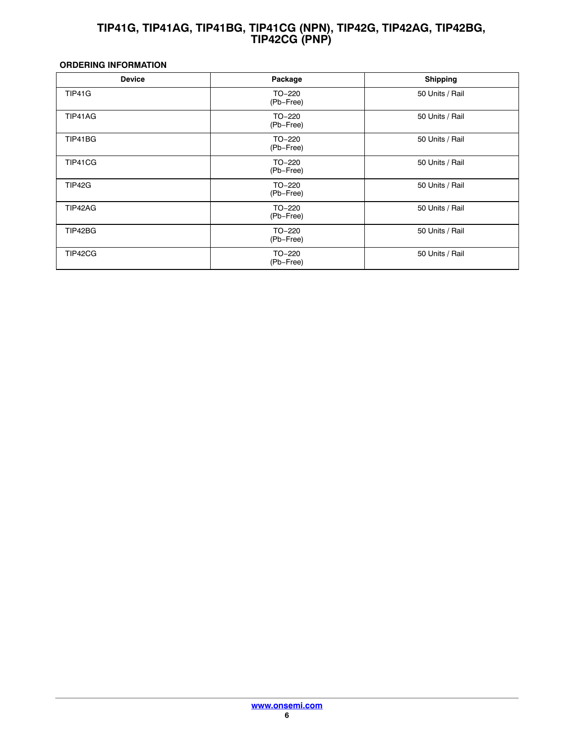### ORDERING INFORMATION

| Device | Package | Shipping |
|---|---|---|
| TIP41G | TO−220 (Pb−Free) | 50 Units / Rail |
| TIP41AG | TO−220 (Pb−Free) | 50 Units / Rail |
| TIP41BG | TO−220 (Pb−Free) | 50 Units / Rail |
| TIP41CG | TO−220 (Pb−Free) | 50 Units / Rail |
| TIP42G | TO−220 (Pb−Free) | 50 Units / Rail |
| TIP42AG | TO−220 (Pb−Free) | 50 Units / Rail |
| TIP42BG | TO−220 (Pb−Free) | 50 Units / Rail |
| TIP42CG | TO−220 (Pb−Free) | 50 Units / Rail |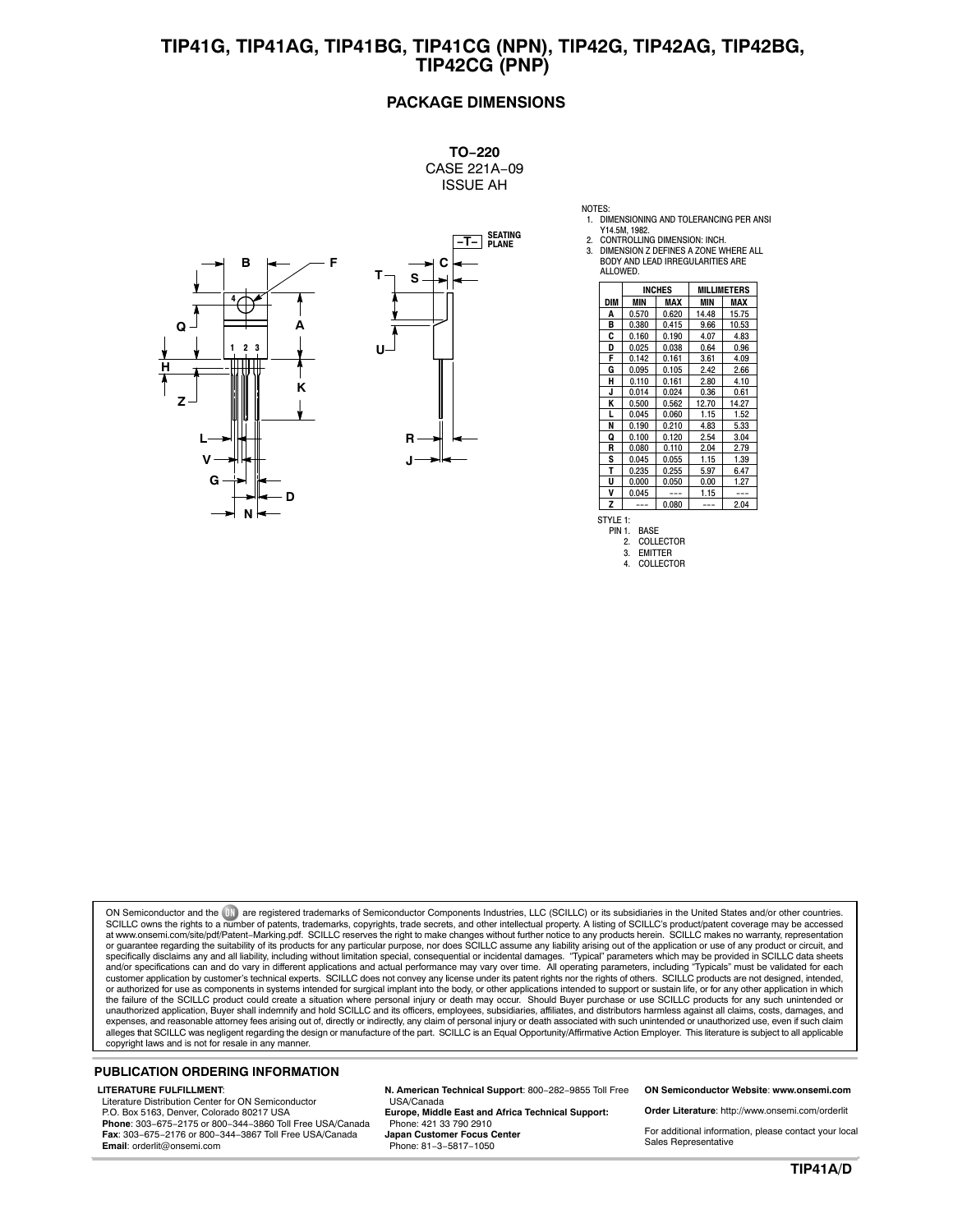## PACKAGE DIMENSIONS

**TO−220**
CASE 221A−09
ISSUE AH

NOTES:
1. DIMENSIONING AND TOLERANCING PER ANSI Y14.5M, 1982.
2. CONTROLLING DIMENSION: INCH.
3. DIMENSION Z DEFINES A ZONE WHERE ALL BODY AND LEAD IRREGULARITIES ARE ALLOWED.

| DIM | INCHES | | MILLIMETERS | |
|---|---|---|---|---|
| | MIN | MAX | MIN | MAX |
| A | 0.570 | 0.620 | 14.48 | 15.75 |
| B | 0.380 | 0.415 | 9.66 | 10.53 |
| C | 0.160 | 0.190 | 4.07 | 4.83 |
| D | 0.025 | 0.038 | 0.64 | 0.96 |
| F | 0.142 | 0.161 | 3.61 | 4.09 |
| G | 0.095 | 0.105 | 2.42 | 2.66 |
| H | 0.110 | 0.161 | 2.80 | 4.10 |
| J | 0.014 | 0.024 | 0.36 | 0.61 |
| K | 0.500 | 0.562 | 12.70 | 14.27 |
| L | 0.045 | 0.060 | 1.15 | 1.52 |
| N | 0.190 | 0.210 | 4.83 | 5.33 |
| Q | 0.100 | 0.120 | 2.54 | 3.04 |
| R | 0.080 | 0.110 | 2.04 | 2.79 |
| S | 0.045 | 0.055 | 1.15 | 1.39 |
| T | 0.235 | 0.255 | 5.97 | 6.47 |
| U | 0.000 | 0.050 | 0.00 | 1.27 |
| V | 0.045 | --- | 1.15 | --- |
| Z | --- | 0.080 | --- | 2.04 |

STYLE 1:
PIN 1. BASE
2. COLLECTOR
3. EMITTER
4. COLLECTOR

ON Semiconductor and the ON logo are registered trademarks of Semiconductor Components Industries, LLC (SCILLC) or its subsidiaries in the United States and/or other countries. SCILLC owns the rights to a number of patents, trademarks, copyrights, trade secrets, and other intellectual property. A listing of SCILLC's product/patent coverage may be accessed at www.onsemi.com/site/pdf/Patent−Marking.pdf. SCILLC reserves the right to make changes without further notice to any products herein. SCILLC makes no warranty, representation or guarantee regarding the suitability of its products for any particular purpose, nor does SCILLC assume any liability arising out of the application or use of any product or circuit, and specifically disclaims any and all liability, including without limitation special, consequential or incidental damages. "Typical" parameters which may be provided in SCILLC data sheets and/or specifications can and do vary in different applications and actual performance may vary over time. All operating parameters, including "Typicals" must be validated for each customer application by customer's technical experts. SCILLC does not convey any license under its patent rights nor the rights of others. SCILLC products are not designed, intended, or authorized for use as components in systems intended for surgical implant into the body, or other applications intended to support or sustain life, or for any other application in which the failure of the SCILLC product could create a situation where personal injury or death may occur. Should Buyer purchase or use SCILLC products for any such unintended or unauthorized application, Buyer shall indemnify and hold SCILLC and its officers, employees, subsidiaries, affiliates, and distributors harmless against all claims, costs, damages, and expenses, and reasonable attorney fees arising out of, directly or indirectly, any claim of personal injury or death associated with such unintended or unauthorized use, even if such claim alleges that SCILLC was negligent regarding the design or manufacture of the part. SCILLC is an Equal Opportunity/Affirmative Action Employer. This literature is subject to all applicable copyright laws and is not for resale in any manner.

### PUBLICATION ORDERING INFORMATION

**LITERATURE FULFILLMENT**:
Literature Distribution Center for ON Semiconductor
P.O. Box 5163, Denver, Colorado 80217 USA
**Phone**: 303−675−2175 or 800−344−3860 Toll Free USA/Canada
**Fax**: 303−675−2176 or 800−344−3867 Toll Free USA/Canada
**Email**: orderlit@onsemi.com

**N. American Technical Support**: 800−282−9855 Toll Free USA/Canada
**Europe, Middle East and Africa Technical Support:**
Phone: 421 33 790 2910
**Japan Customer Focus Center**
Phone: 81−3−5817−1050

**ON Semiconductor Website**: **www.onsemi.com**

**Order Literature**: http://www.onsemi.com/orderlit

For additional information, please contact your local Sales Representative

**TIP41A/D**